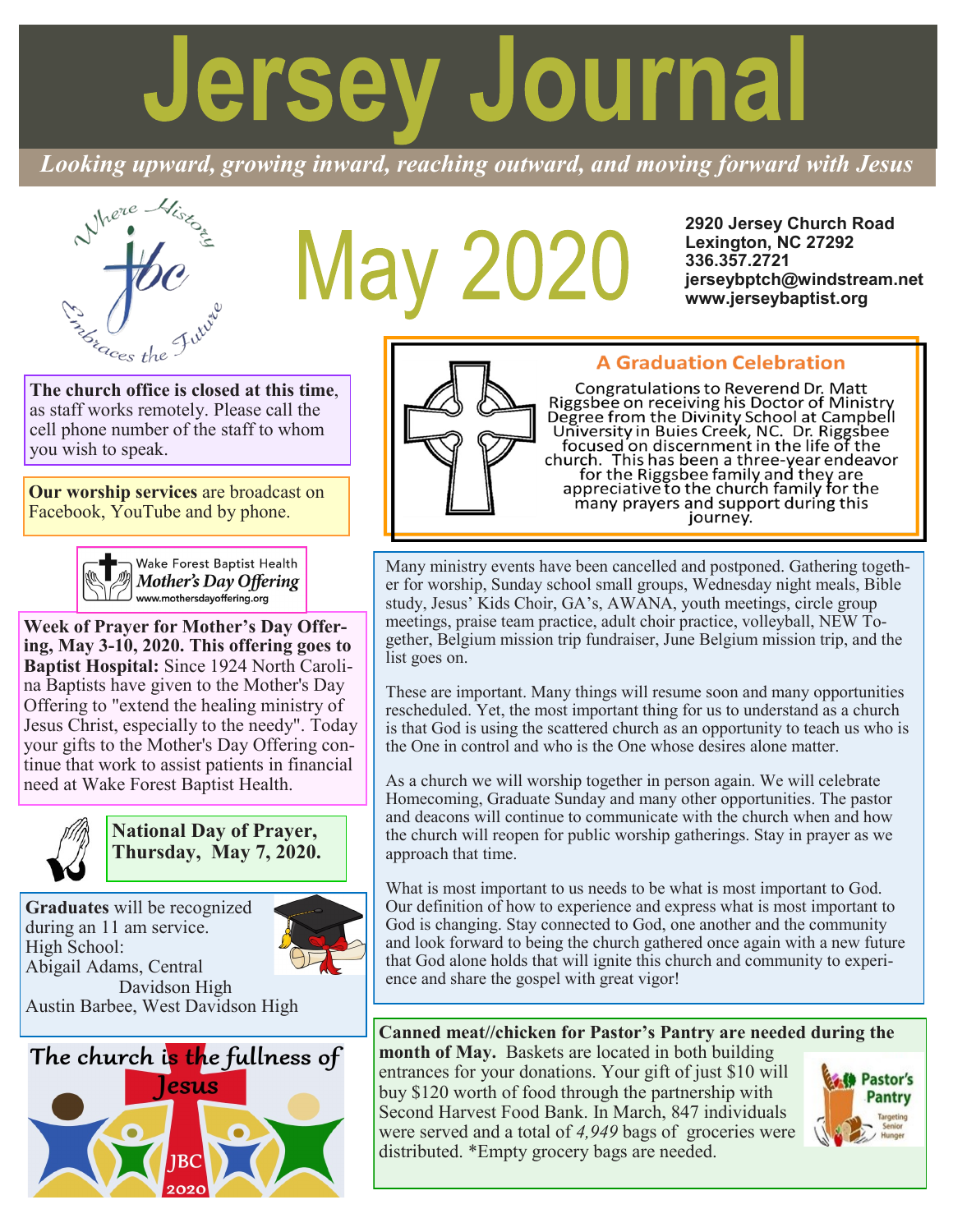# Jersey Journal

*Looking upward, growing inward, reaching outward, and moving forward with Jesus*

Where History Embraces the Future

## May 2020

**2920 Jersey Church Road**
**Lexington, NC 27292**
**336.357.2721**
**jerseybptch@windstream.net**
**www.jerseybaptist.org**

**The church office is closed at this time**, as staff works remotely. Please call the cell phone number of the staff to whom you wish to speak.

**Our worship services** are broadcast on Facebook, YouTube and by phone.

Wake Forest Baptist Health *Mother's Day Offering* www.mothersdayoffering.org

**Week of Prayer for Mother's Day Offering, May 3-10, 2020. This offering goes to Baptist Hospital:** Since 1924 North Carolina Baptists have given to the Mother's Day Offering to "extend the healing ministry of Jesus Christ, especially to the needy". Today your gifts to the Mother's Day Offering continue that work to assist patients in financial need at Wake Forest Baptist Health.

**National Day of Prayer, Thursday, May 7, 2020.**

**Graduates** will be recognized during an 11 am service.
High School:
Abigail Adams, Central Davidson High
Austin Barbee, West Davidson High

The church is the fullness of Jesus — JBC 2020

### A Graduation Celebration

Congratulations to Reverend Dr. Matt Riggsbee on receiving his Doctor of Ministry Degree from the Divinity School at Campbell University in Buies Creek, NC. Dr. Riggsbee focused on discernment in the life of the church. This has been a three-year endeavor for the Riggsbee family and they are appreciative to the church family for the many prayers and support during this journey.

Many ministry events have been cancelled and postponed. Gathering together for worship, Sunday school small groups, Wednesday night meals, Bible study, Jesus' Kids Choir, GA's, AWANA, youth meetings, circle group meetings, praise team practice, adult choir practice, volleyball, NEW Together, Belgium mission trip fundraiser, June Belgium mission trip, and the list goes on.

These are important. Many things will resume soon and many opportunities rescheduled. Yet, the most important thing for us to understand as a church is that God is using the scattered church as an opportunity to teach us who is the One in control and who is the One whose desires alone matter.

As a church we will worship together in person again. We will celebrate Homecoming, Graduate Sunday and many other opportunities. The pastor and deacons will continue to communicate with the church when and how the church will reopen for public worship gatherings. Stay in prayer as we approach that time.

What is most important to us needs to be what is most important to God. Our definition of how to experience and express what is most important to God is changing. Stay connected to God, one another and the community and look forward to being the church gathered once again with a new future that God alone holds that will ignite this church and community to experience and share the gospel with great vigor!

**Canned meat//chicken for Pastor's Pantry are needed during the month of May.** Baskets are located in both building entrances for your donations. Your gift of just $10 will buy $120 worth of food through the partnership with Second Harvest Food Bank. In March, 847 individuals were served and a total of *4,949* bags of groceries were distributed. *Empty grocery bags are needed.

Pastor's Pantry — Targeting Senior Hunger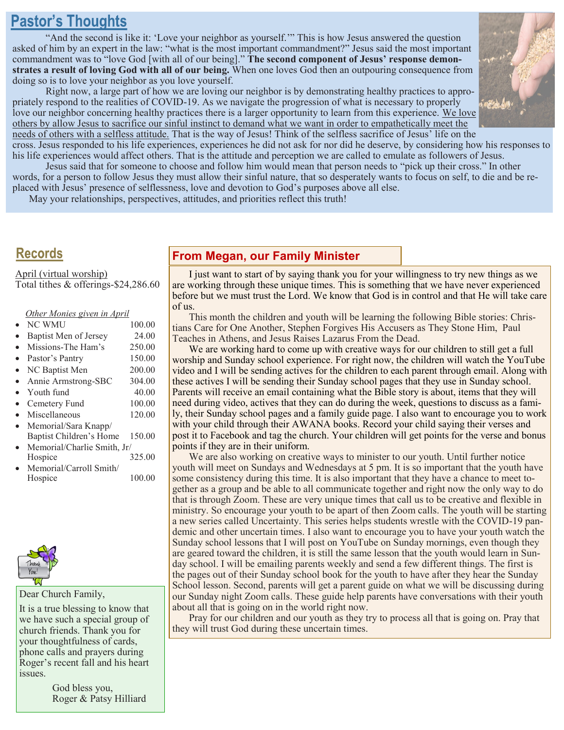## Pastor's Thoughts

"And the second is like it: 'Love your neighbor as yourself.'" This is how Jesus answered the question asked of him by an expert in the law: "what is the most important commandment?" Jesus said the most important commandment was to "love God [with all of our being]." **The second component of Jesus' response demonstrates a result of loving God with all of our being.** When one loves God then an outpouring consequence from doing so is to love your neighbor as you love yourself.

Right now, a large part of how we are loving our neighbor is by demonstrating healthy practices to appropriately respond to the realities of COVID-19. As we navigate the progression of what is necessary to properly love our neighbor concerning healthy practices there is a larger opportunity to learn from this experience. <u>We love others by allow Jesus to sacrifice our sinful instinct to demand what we want in order to empathetically meet the needs of others with a selfless attitude.</u> That is the way of Jesus! Think of the selfless sacrifice of Jesus' life on the cross. Jesus responded to his life experiences, experiences he did not ask for nor did he deserve, by considering how his responses to his life experiences would affect others. That is the attitude and perception we are called to emulate as followers of Jesus.

Jesus said that for someone to choose and follow him would mean that person needs to "pick up their cross." In other words, for a person to follow Jesus they must allow their sinful nature, that so desperately wants to focus on self, to die and be replaced with Jesus' presence of selflessness, love and devotion to God's purposes above all else.

May your relationships, perspectives, attitudes, and priorities reflect this truth!

## Records

<u>April (virtual worship)</u>
Total tithes & offerings-$24,286.60

*<u>Other Monies given in April</u>*

- NC WMU 100.00
- Baptist Men of Jersey 24.00
- Missions-The Ham's 250.00
- Pastor's Pantry 150.00
- NC Baptist Men 200.00
- Annie Armstrong-SBC 304.00
- Youth fund 40.00
- Cemetery Fund 100.00
- Miscellaneous 120.00
- Memorial/Sara Knapp/ Baptist Children's Home 150.00
- Memorial/Charlie Smith, Jr/ Hospice 325.00
- Memorial/Carroll Smith/ Hospice 100.00

Dear Church Family,

It is a true blessing to know that we have such a special group of church friends. Thank you for your thoughtfulness of cards, phone calls and prayers during Roger's recent fall and his heart issues.

God bless you,
Roger & Patsy Hilliard

## From Megan, our Family Minister

I just want to start of by saying thank you for your willingness to try new things as we are working through these unique times. This is something that we have never experienced before but we must trust the Lord. We know that God is in control and that He will take care of us.

This month the children and youth will be learning the following Bible stories: Christians Care for One Another, Stephen Forgives His Accusers as They Stone Him, Paul Teaches in Athens, and Jesus Raises Lazarus From the Dead.

We are working hard to come up with creative ways for our children to still get a full worship and Sunday school experience. For right now, the children will watch the YouTube video and I will be sending actives for the children to each parent through email. Along with these actives I will be sending their Sunday school pages that they use in Sunday school. Parents will receive an email containing what the Bible story is about, items that they will need during video, actives that they can do during the week, questions to discuss as a family, their Sunday school pages and a family guide page. I also want to encourage you to work with your child through their AWANA books. Record your child saying their verses and post it to Facebook and tag the church. Your children will get points for the verse and bonus points if they are in their uniform.

We are also working on creative ways to minister to our youth. Until further notice youth will meet on Sundays and Wednesdays at 5 pm. It is so important that the youth have some consistency during this time. It is also important that they have a chance to meet together as a group and be able to all communicate together and right now the only way to do that is through Zoom. These are very unique times that call us to be creative and flexible in ministry. So encourage your youth to be apart of then Zoom calls. The youth will be starting a new series called Uncertainty. This series helps students wrestle with the COVID-19 pandemic and other uncertain times. I also want to encourage you to have your youth watch the Sunday school lessons that I will post on YouTube on Sunday mornings, even though they are geared toward the children, it is still the same lesson that the youth would learn in Sunday school. I will be emailing parents weekly and send a few different things. The first is the pages out of their Sunday school book for the youth to have after they hear the Sunday School lesson. Second, parents will get a parent guide on what we will be discussing during our Sunday night Zoom calls. These guide help parents have conversations with their youth about all that is going on in the world right now.

Pray for our children and our youth as they try to process all that is going on. Pray that they will trust God during these uncertain times.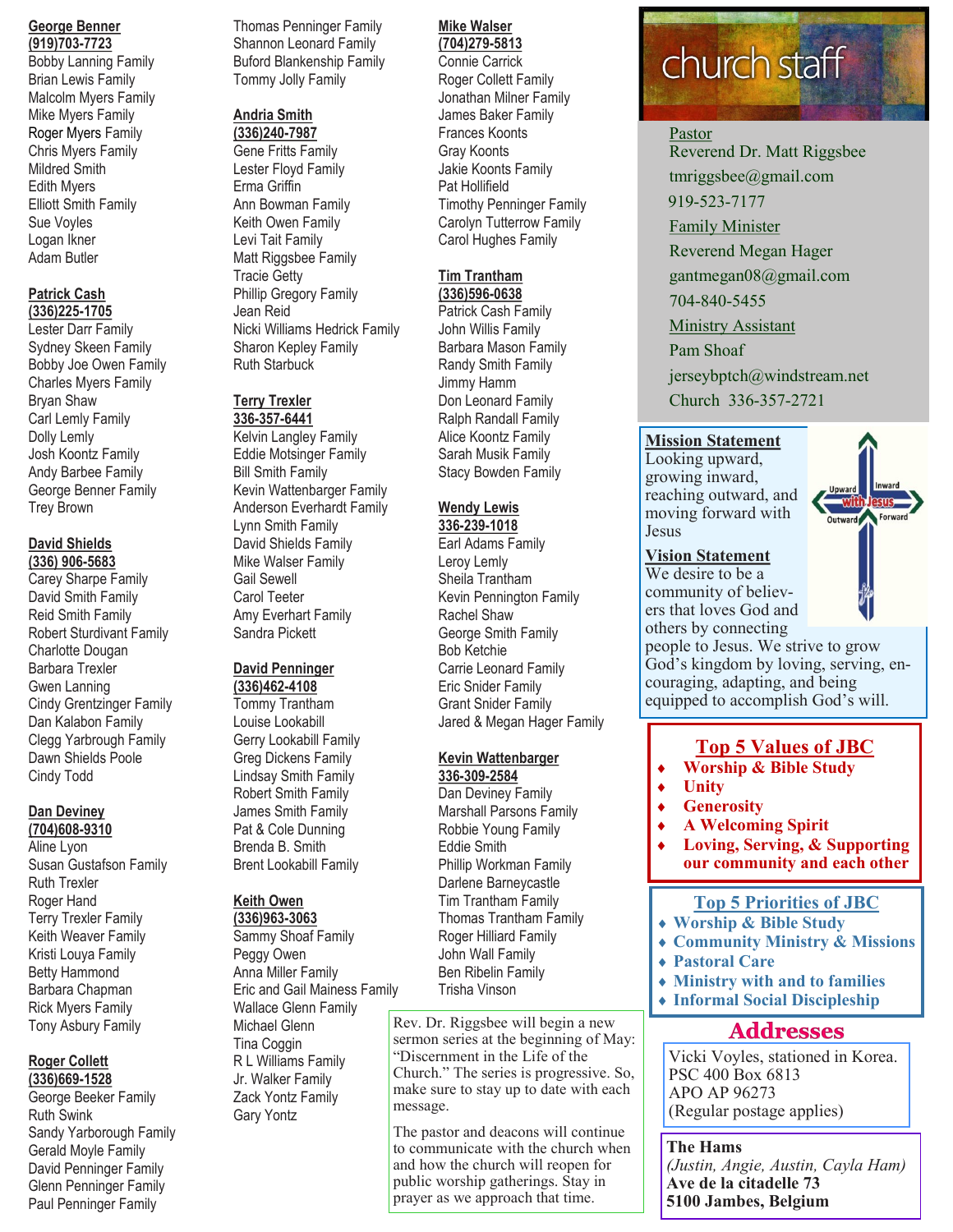**George Benner**
**(919)703-7723**

Bobby Lanning Family
Brian Lewis Family
Malcolm Myers Family
Mike Myers Family
Roger Myers Family
Chris Myers Family
Mildred Smith
Edith Myers
Elliott Smith Family
Sue Voyles
Logan Ikner
Adam Butler

**Patrick Cash**
**(336)225-1705**

Lester Darr Family
Sydney Skeen Family
Bobby Joe Owen Family
Charles Myers Family
Bryan Shaw
Carl Lemly Family
Dolly Lemly
Josh Koontz Family
Andy Barbee Family
George Benner Family
Trey Brown

**David Shields**
**(336) 906-5683**

Carey Sharpe Family
David Smith Family
Reid Smith Family
Robert Sturdivant Family
Charlotte Dougan
Barbara Trexler
Gwen Lanning
Cindy Grentzinger Family
Dan Kalabon Family
Clegg Yarbrough Family
Dawn Shields Poole
Cindy Todd

**Dan Deviney**
**(704)608-9310**

Aline Lyon
Susan Gustafson Family
Ruth Trexler
Roger Hand
Terry Trexler Family
Keith Weaver Family
Kristi Louya Family
Betty Hammond
Barbara Chapman
Rick Myers Family
Tony Asbury Family

**Roger Collett**
**(336)669-1528**

George Beeker Family
Ruth Swink
Sandy Yarborough Family
Gerald Moyle Family
David Penninger Family
Glenn Penninger Family
Paul Penninger Family
Thomas Penninger Family
Shannon Leonard Family
Buford Blankenship Family
Tommy Jolly Family

**Andria Smith**
**(336)240-7987**

Gene Fritts Family
Lester Floyd Family
Erma Griffin
Ann Bowman Family
Keith Owen Family
Levi Tait Family
Matt Riggsbee Family
Tracie Getty
Phillip Gregory Family
Jean Reid
Nicki Williams Hedrick Family
Sharon Kepley Family
Ruth Starbuck

**Terry Trexler**
**336-357-6441**

Kelvin Langley Family
Eddie Motsinger Family
Bill Smith Family
Kevin Wattenbarger Family
Anderson Everhardt Family
Lynn Smith Family
David Shields Family
Mike Walser Family
Gail Sewell
Carol Teeter
Amy Everhart Family
Sandra Pickett

**David Penninger**
**(336)462-4108**

Tommy Trantham
Louise Lookabill
Gerry Lookabill Family
Greg Dickens Family
Lindsay Smith Family
Robert Smith Family
James Smith Family
Pat & Cole Dunning
Brenda B. Smith
Brent Lookabill Family

**Keith Owen**
**(336)963-3063**

Sammy Shoaf Family
Peggy Owen
Anna Miller Family
Eric and Gail Mainess Family
Wallace Glenn Family
Michael Glenn
Tina Coggin
R L Williams Family
Jr. Walker Family
Zack Yontz Family
Gary Yontz

**Mike Walser**
**(704)279-5813**

Connie Carrick
Roger Collett Family
Jonathan Milner Family
James Baker Family
Frances Koonts
Gray Koonts
Jakie Koonts Family
Pat Hollifield
Timothy Penninger Family
Carolyn Tutterrow Family
Carol Hughes Family

**Tim Trantham**
**(336)596-0638**

Patrick Cash Family
John Willis Family
Barbara Mason Family
Randy Smith Family
Jimmy Hamm
Don Leonard Family
Ralph Randall Family
Alice Koontz Family
Sarah Musik Family
Stacy Bowden Family

**Wendy Lewis**
**336-239-1018**

Earl Adams Family
Leroy Lemly
Sheila Trantham
Kevin Pennington Family
Rachel Shaw
George Smith Family
Bob Ketchie
Carrie Leonard Family
Eric Snider Family
Grant Snider Family
Jared & Megan Hager Family

**Kevin Wattenbarger**
**336-309-2584**

Dan Deviney Family
Marshall Parsons Family
Robbie Young Family
Eddie Smith
Phillip Workman Family
Darlene Barneycastle
Tim Trantham Family
Thomas Trantham Family
Roger Hilliard Family
John Wall Family
Ben Ribelin Family
Trisha Vinson

Rev. Dr. Riggsbee will begin a new sermon series at the beginning of May: "Discernment in the Life of the Church." The series is progressive. So, make sure to stay up to date with each message.

The pastor and deacons will continue to communicate with the church when and how the church will reopen for public worship gatherings. Stay in prayer as we approach that time.

## church staff

Pastor
Reverend Dr. Matt Riggsbee
tmriggsbee@gmail.com
919-523-7177

Family Minister
Reverend Megan Hager
gantmegan08@gmail.com
704-840-5455

Ministry Assistant
Pam Shoaf
jerseybptch@windstream.net
Church 336-357-2721

**Mission Statement**
Looking upward, growing inward, reaching outward, and moving forward with Jesus

Upward Inward with Jesus Outward Forward

**Vision Statement**
We desire to be a community of believers that loves God and others by connecting people to Jesus. We strive to grow God's kingdom by loving, serving, encouraging, adapting, and being equipped to accomplish God's will.

## Top 5 Values of JBC

- **Worship & Bible Study**
- **Unity**
- **Generosity**
- **A Welcoming Spirit**
- **Loving, Serving, & Supporting our community and each other**

## Top 5 Priorities of JBC

- **Worship & Bible Study**
- **Community Ministry & Missions**
- **Pastoral Care**
- **Ministry with and to families**
- **Informal Social Discipleship**

## Addresses

Vicki Voyles, stationed in Korea.
PSC 400 Box 6813
APO AP 96273
(Regular postage applies)

**The Hams**
*(Justin, Angie, Austin, Cayla Ham)*
**Ave de la citadelle 73**
**5100 Jambes, Belgium**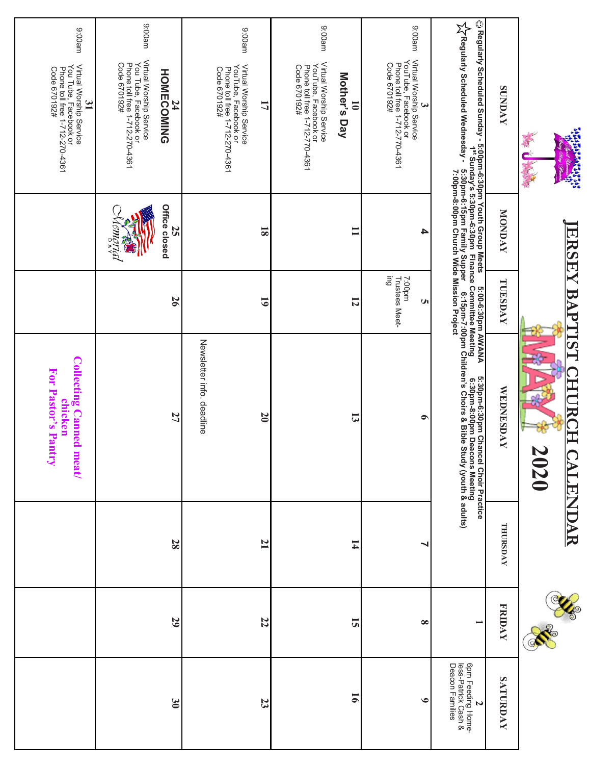# JERSEY BAPTIST CHURCH CALENDAR

## MAY 2020

| SUNDAY | MONDAY | TUESDAY | WEDNESDAY | THURSDAY | FRIDAY | SATURDAY |
|---|---|---|---|---|---|---|
| ☺ Regularly Scheduled Sunday - 5:00pm-6:30pm Youth Group Meets 5:00-6:30pm AWANA 5:30pm-6:30pm Chancel Choir Practice<br>1[st] Sunday's 5:30pm-6:30pm Finance Committee Meeting 6:30pm-8:00pm Deacons Meeting<br>☆ Regularly Scheduled Wednesday - 5:30pm-6:15pm Family Supper 6:15pm-7:00pm Children's Choirs & Bible Study (youth & adults)<br>7:00pm-8:00pm Church Wide Mission Project | | | | | **1** | **2**<br>6pm Feeding Homeless-Patrick Cash & Deacon Families |
| **3**<br>9:00am Virtual Worship Service YouTube, Facebook or Phone toll free 1-712-770-4361 Code 670192# | **4** | **5**<br>7:00pm Trustees Meeting | **6** | **7** | **8** | **9** |
| **10**<br>**Mother's Day**<br>9:00am Virtual Worship Service YouTube, Facebook or Phone toll free 1-712-770-4361 Code 670192# | **11** | **12** | **13** | **14** | **15** | **16** |
| **17**<br>9:00am Virtual Worship Service YouTube, Facebook or Phone toll free 1-712-270-4361 Code 670192# | **18** | **19** | **20**<br>Newsletter info. deadline | **21** | **22** | **23** |
| **24**<br>**HOMECOMING**<br>9:00am Virtual Worship Service You Tube, Facebook or Phone toll free 1-712-270-4361 Code 670192# | **25**<br>**Office closed**<br>Memorial Day | **26** | **27** | **28** | **29** | **30** |
| **31**<br>9:00am Virtual Worship Service You Tube, Facebook or Phone toll free 1-712-270-4361 Code 670192# | | | **Collecting Canned meat/ chicken For Pastor's Pantry** | | | |